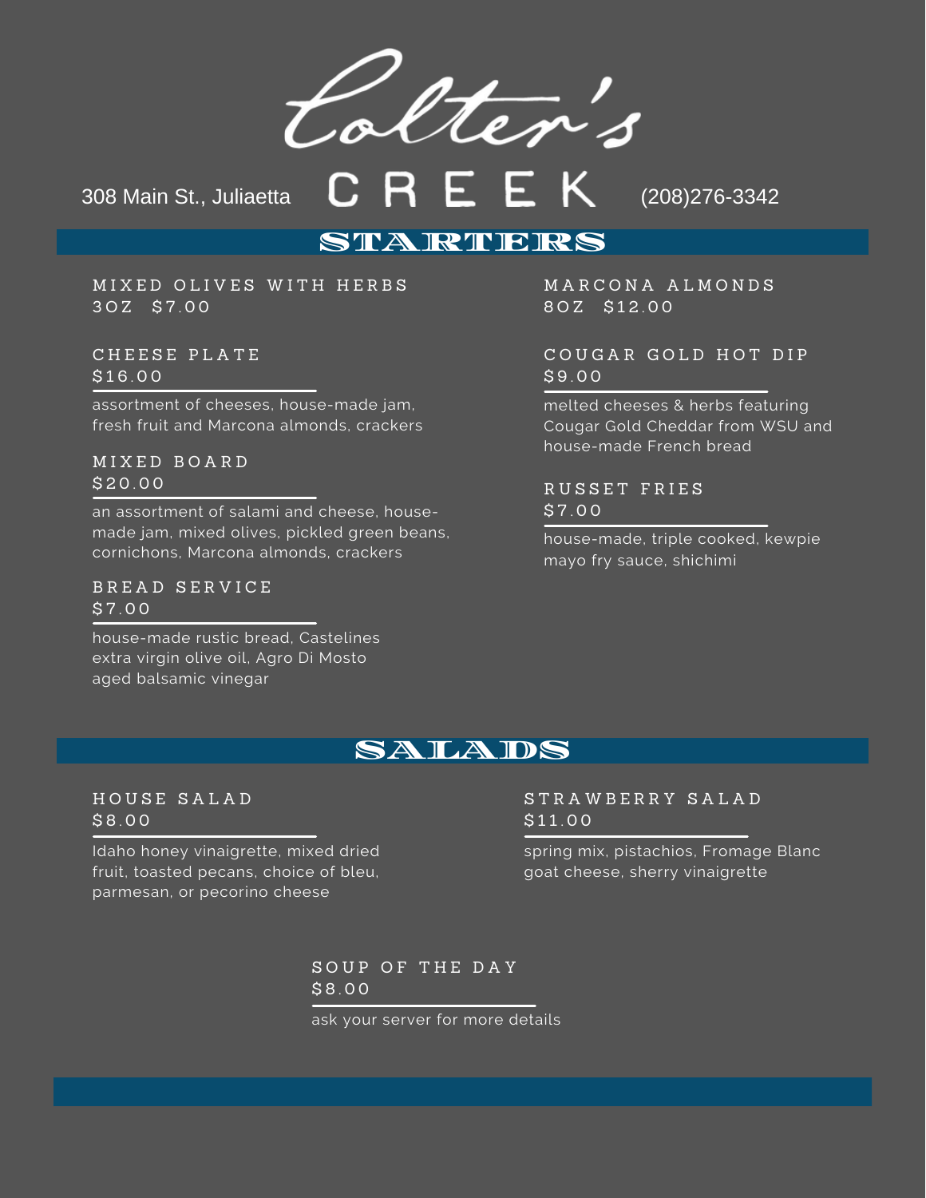# Colter's CREEK

308 Main St., Juliaetta (208)276-3342

## STARTERS

### MIXED OLIVES WITH HERBS
3OZ $7.00

### CHEESE PLATE
$16.00

assortment of cheeses, house-made jam, fresh fruit and Marcona almonds, crackers

### MIXED BOARD
$20.00

an assortment of salami and cheese, house-made jam, mixed olives, pickled green beans, cornichons, Marcona almonds, crackers

### BREAD SERVICE
$7.00

house-made rustic bread, Castelines extra virgin olive oil, Agro Di Mosto aged balsamic vinegar

### MARCONA ALMONDS
8OZ $12.00

### COUGAR GOLD HOT DIP
$9.00

melted cheeses & herbs featuring Cougar Gold Cheddar from WSU and house-made French bread

### RUSSET FRIES
$7.00

house-made, triple cooked, kewpie mayo fry sauce, shichimi

## SALADS

### HOUSE SALAD
$8.00

Idaho honey vinaigrette, mixed dried fruit, toasted pecans, choice of bleu, parmesan, or pecorino cheese

### STRAWBERRY SALAD
$11.00

spring mix, pistachios, Fromage Blanc goat cheese, sherry vinaigrette

### SOUP OF THE DAY
$8.00

ask your server for more details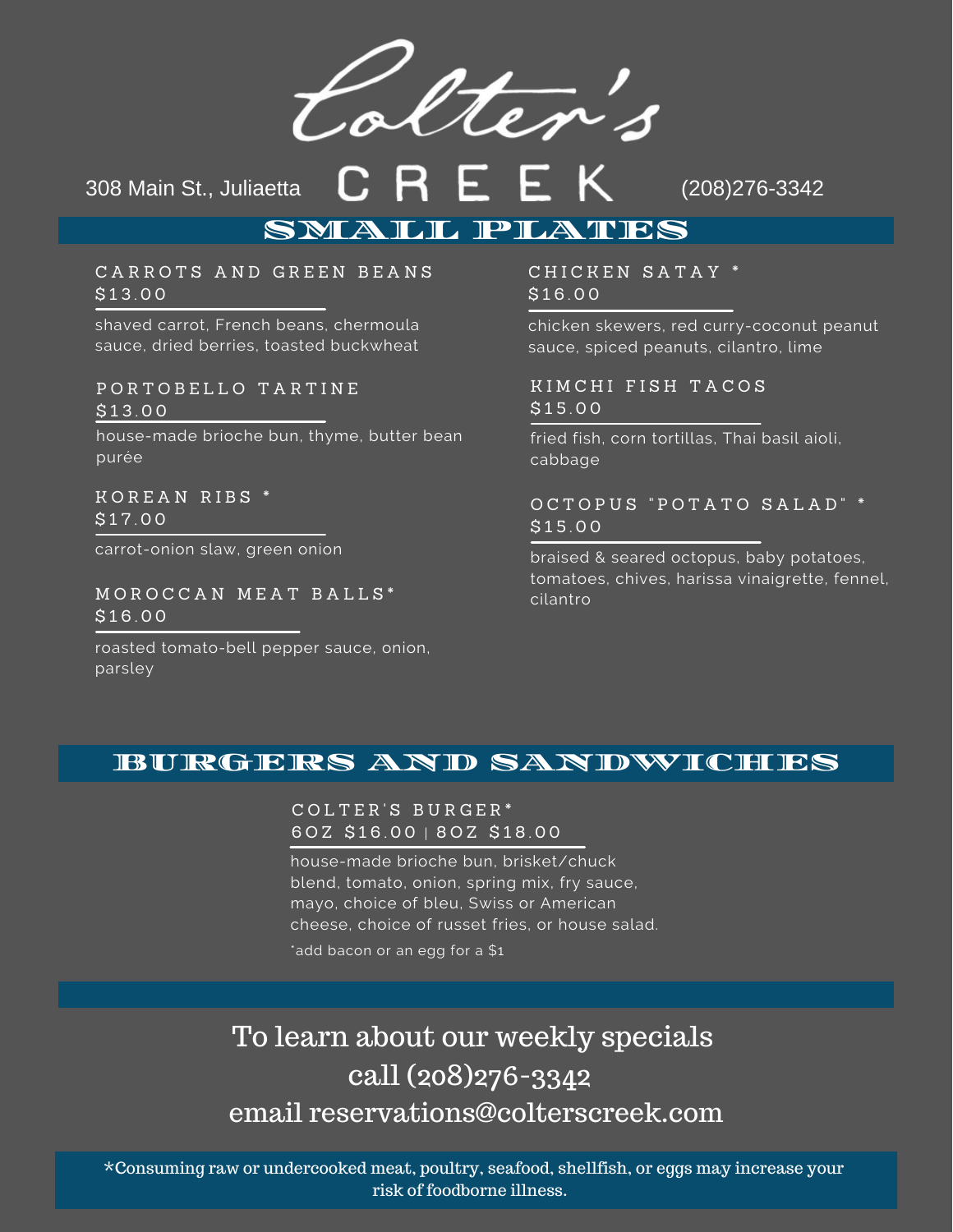# Colter's CREEK

308 Main St., Juliaetta

(208)276-3342

## SMALL PLATES

### CARROTS AND GREEN BEANS
$13.00

shaved carrot, French beans, chermoula sauce, dried berries, toasted buckwheat

### PORTOBELLO TARTINE
$13.00

house-made brioche bun, thyme, butter bean purée

### KOREAN RIBS *
$17.00

carrot-onion slaw, green onion

### MOROCCAN MEAT BALLS*
$16.00

roasted tomato-bell pepper sauce, onion, parsley

### CHICKEN SATAY *
$16.00

chicken skewers, red curry-coconut peanut sauce, spiced peanuts, cilantro, lime

### KIMCHI FISH TACOS
$15.00

fried fish, corn tortillas, Thai basil aioli, cabbage

### OCTOPUS "POTATO SALAD" *
$15.00

braised & seared octopus, baby potatoes, tomatoes, chives, harissa vinaigrette, fennel, cilantro

## BURGERS AND SANDWICHES

### COLTER'S BURGER*
6OZ $16.00 | 8OZ $18.00

house-made brioche bun, brisket/chuck blend, tomato, onion, spring mix, fry sauce, mayo, choice of bleu, Swiss or American cheese, choice of russet fries, or house salad.

*add bacon or an egg for a $1

To learn about our weekly specials
call (208)276-3342
email reservations@colterscreek.com

*Consuming raw or undercooked meat, poultry, seafood, shellfish, or eggs may increase your risk of foodborne illness.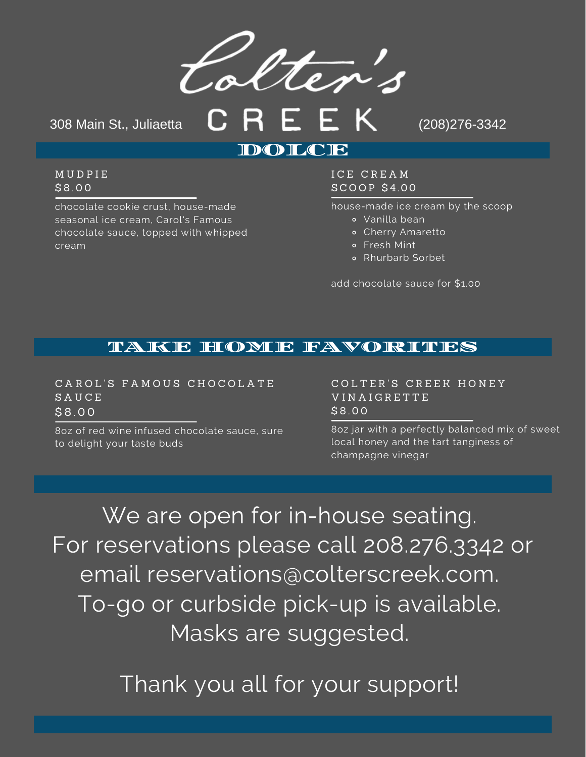# Colter's CREEK

308 Main St., Juliaetta

(208)276-3342

## DOLCE

### MUDPIE
$8.00

chocolate cookie crust, house-made seasonal ice cream, Carol's Famous chocolate sauce, topped with whipped cream

### ICE CREAM SCOOP $4.00

house-made ice cream by the scoop

- Vanilla bean
- Cherry Amaretto
- Fresh Mint
- Rhurbarb Sorbet

add chocolate sauce for $1.00

## TAKE HOME FAVORITES

### CAROL'S FAMOUS CHOCOLATE SAUCE
$8.00

8oz of red wine infused chocolate sauce, sure to delight your taste buds

### COLTER'S CREEK HONEY VINAIGRETTE
$8.00

8oz jar with a perfectly balanced mix of sweet local honey and the tart tanginess of champagne vinegar

We are open for in-house seating.
For reservations please call 208.276.3342 or email reservations@colterscreek.com.
To-go or curbside pick-up is available.
Masks are suggested.

Thank you all for your support!